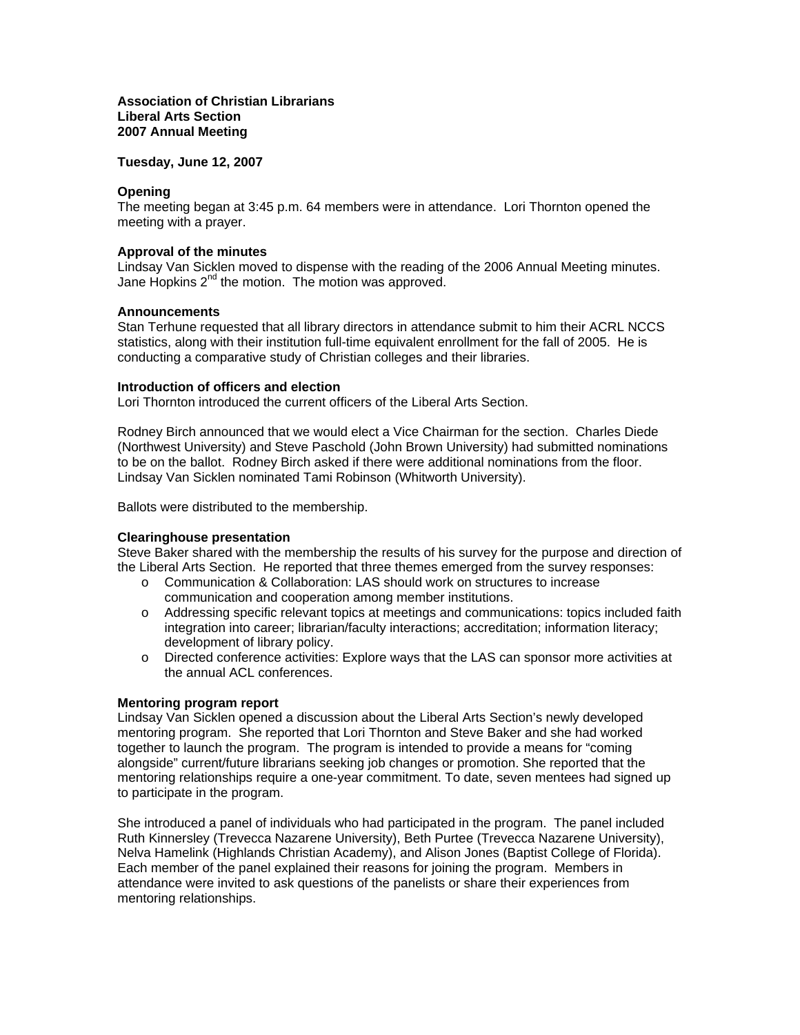**Association of Christian Librarians**
**Liberal Arts Section**
**2007 Annual Meeting**

**Tuesday, June 12, 2007**

### Opening

The meeting began at 3:45 p.m. 64 members were in attendance. Lori Thornton opened the meeting with a prayer.

### Approval of the minutes

Lindsay Van Sicklen moved to dispense with the reading of the 2006 Annual Meeting minutes. Jane Hopkins 2nd the motion. The motion was approved.

### Announcements

Stan Terhune requested that all library directors in attendance submit to him their ACRL NCCS statistics, along with their institution full-time equivalent enrollment for the fall of 2005. He is conducting a comparative study of Christian colleges and their libraries.

### Introduction of officers and election

Lori Thornton introduced the current officers of the Liberal Arts Section.

Rodney Birch announced that we would elect a Vice Chairman for the section. Charles Diede (Northwest University) and Steve Paschold (John Brown University) had submitted nominations to be on the ballot. Rodney Birch asked if there were additional nominations from the floor. Lindsay Van Sicklen nominated Tami Robinson (Whitworth University).

Ballots were distributed to the membership.

### Clearinghouse presentation

Steve Baker shared with the membership the results of his survey for the purpose and direction of the Liberal Arts Section. He reported that three themes emerged from the survey responses:

- Communication & Collaboration: LAS should work on structures to increase communication and cooperation among member institutions.
- Addressing specific relevant topics at meetings and communications: topics included faith integration into career; librarian/faculty interactions; accreditation; information literacy; development of library policy.
- Directed conference activities: Explore ways that the LAS can sponsor more activities at the annual ACL conferences.

### Mentoring program report

Lindsay Van Sicklen opened a discussion about the Liberal Arts Section's newly developed mentoring program. She reported that Lori Thornton and Steve Baker and she had worked together to launch the program. The program is intended to provide a means for "coming alongside" current/future librarians seeking job changes or promotion. She reported that the mentoring relationships require a one-year commitment. To date, seven mentees had signed up to participate in the program.

She introduced a panel of individuals who had participated in the program. The panel included Ruth Kinnersley (Trevecca Nazarene University), Beth Purtee (Trevecca Nazarene University), Nelva Hamelink (Highlands Christian Academy), and Alison Jones (Baptist College of Florida). Each member of the panel explained their reasons for joining the program. Members in attendance were invited to ask questions of the panelists or share their experiences from mentoring relationships.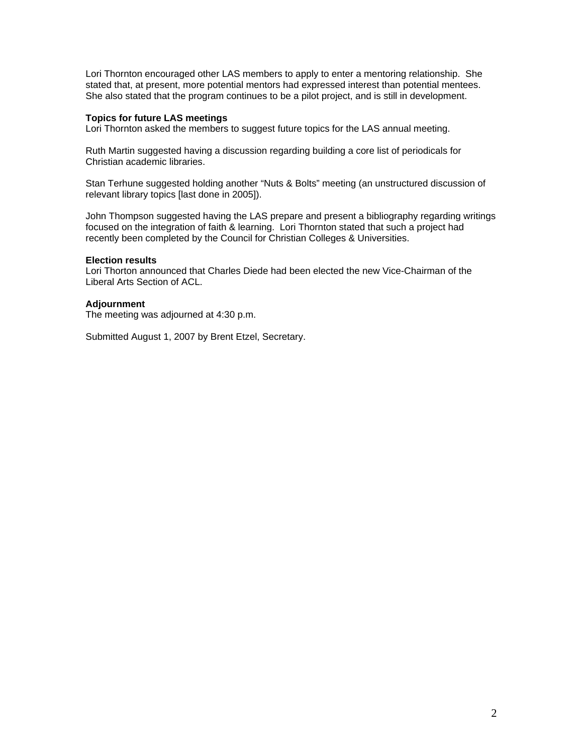Lori Thornton encouraged other LAS members to apply to enter a mentoring relationship. She stated that, at present, more potential mentors had expressed interest than potential mentees. She also stated that the program continues to be a pilot project, and is still in development.

**Topics for future LAS meetings**
Lori Thornton asked the members to suggest future topics for the LAS annual meeting.

Ruth Martin suggested having a discussion regarding building a core list of periodicals for Christian academic libraries.

Stan Terhune suggested holding another "Nuts & Bolts" meeting (an unstructured discussion of relevant library topics [last done in 2005]).

John Thompson suggested having the LAS prepare and present a bibliography regarding writings focused on the integration of faith & learning. Lori Thornton stated that such a project had recently been completed by the Council for Christian Colleges & Universities.

**Election results**
Lori Thorton announced that Charles Diede had been elected the new Vice-Chairman of the Liberal Arts Section of ACL.

**Adjournment**
The meeting was adjourned at 4:30 p.m.

Submitted August 1, 2007 by Brent Etzel, Secretary.